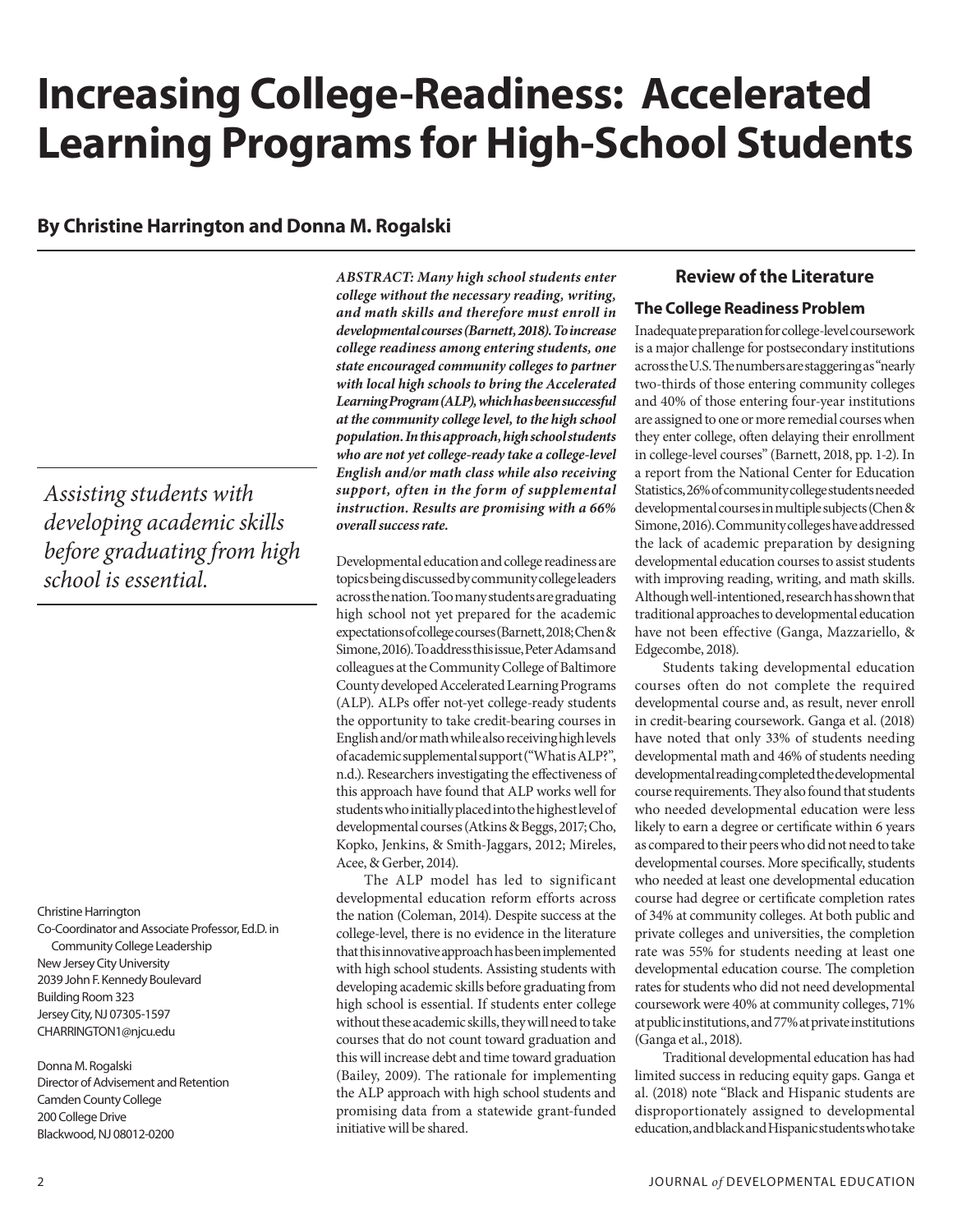# Increasing College-Readiness: Accelerated Learning Programs for High-School Students

## By Christine Harrington and Donna M. Rogalski

***ABSTRACT: Many high school students enter college without the necessary reading, writing, and math skills and therefore must enroll in developmental courses (Barnett, 2018). To increase college readiness among entering students, one state encouraged community colleges to partner with local high schools to bring the Accelerated Learning Program (ALP), which has been successful at the community college level, to the high school population. In this approach, high school students who are not yet college-ready take a college-level English and/or math class while also receiving support, often in the form of supplemental instruction. Results are promising with a 66% overall success rate.***

*Assisting students with developing academic skills before graduating from high school is essential.*

Christine Harrington
Co-Coordinator and Associate Professor, Ed.D. in Community College Leadership
New Jersey City University
2039 John F. Kennedy Boulevard
Building Room 323
Jersey City, NJ 07305-1597
CHARRINGTON1@njcu.edu

Donna M. Rogalski
Director of Advisement and Retention
Camden County College
200 College Drive
Blackwood, NJ 08012-0200

Developmental education and college readiness are topics being discussed by community college leaders across the nation. Too many students are graduating high school not yet prepared for the academic expectations of college courses (Barnett, 2018; Chen & Simone, 2016). To address this issue, Peter Adams and colleagues at the Community College of Baltimore County developed Accelerated Learning Programs (ALP). ALPs offer not-yet college-ready students the opportunity to take credit-bearing courses in English and/or math while also receiving high levels of academic supplemental support ("What is ALP?", n.d.). Researchers investigating the effectiveness of this approach have found that ALP works well for students who initially placed into the highest level of developmental courses (Atkins & Beggs, 2017; Cho, Kopko, Jenkins, & Smith-Jaggars, 2012; Mireles, Acee, & Gerber, 2014).

The ALP model has led to significant developmental education reform efforts across the nation (Coleman, 2014). Despite success at the college-level, there is no evidence in the literature that this innovative approach has been implemented with high school students. Assisting students with developing academic skills before graduating from high school is essential. If students enter college without these academic skills, they will need to take courses that do not count toward graduation and this will increase debt and time toward graduation (Bailey, 2009). The rationale for implementing the ALP approach with high school students and promising data from a statewide grant-funded initiative will be shared.

## Review of the Literature

### The College Readiness Problem

Inadequate preparation for college-level coursework is a major challenge for postsecondary institutions across the U.S. The numbers are staggering as "nearly two-thirds of those entering community colleges and 40% of those entering four-year institutions are assigned to one or more remedial courses when they enter college, often delaying their enrollment in college-level courses" (Barnett, 2018, pp. 1-2). In a report from the National Center for Education Statistics, 26% of community college students needed developmental courses in multiple subjects (Chen & Simone, 2016). Community colleges have addressed the lack of academic preparation by designing developmental education courses to assist students with improving reading, writing, and math skills. Although well-intentioned, research has shown that traditional approaches to developmental education have not been effective (Ganga, Mazzariello, & Edgecombe, 2018).

Students taking developmental education courses often do not complete the required developmental course and, as result, never enroll in credit-bearing coursework. Ganga et al. (2018) have noted that only 33% of students needing developmental math and 46% of students needing developmental reading completed the developmental course requirements. They also found that students who needed developmental education were less likely to earn a degree or certificate within 6 years as compared to their peers who did not need to take developmental courses. More specifically, students who needed at least one developmental education course had degree or certificate completion rates of 34% at community colleges. At both public and private colleges and universities, the completion rate was 55% for students needing at least one developmental education course. The completion rates for students who did not need developmental coursework were 40% at community colleges, 71% at public institutions, and 77% at private institutions (Ganga et al., 2018).

Traditional developmental education has had limited success in reducing equity gaps. Ganga et al. (2018) note "Black and Hispanic students are disproportionately assigned to developmental education, and black and Hispanic students who take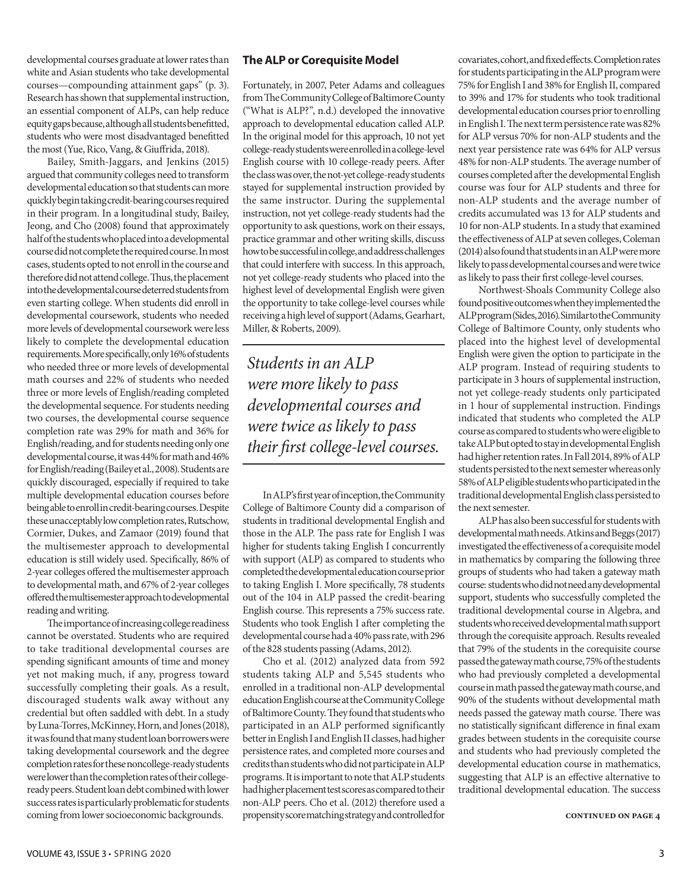developmental courses graduate at lower rates than white and Asian students who take developmental courses—compounding attainment gaps" (p. 3). Research has shown that supplemental instruction, an essential component of ALPs, can help reduce equity gaps because, although all students benefitted, students who were most disadvantaged benefitted the most (Yue, Rico, Vang, & Giuffrida, 2018).

Bailey, Smith-Jaggars, and Jenkins (2015) argued that community colleges need to transform developmental education so that students can more quickly begin taking credit-bearing courses required in their program. In a longitudinal study, Bailey, Jeong, and Cho (2008) found that approximately half of the students who placed into a developmental course did not complete the required course. In most cases, students opted to not enroll in the course and therefore did not attend college. Thus, the placement into the developmental course deterred students from even starting college. When students did enroll in developmental coursework, students who needed more levels of developmental coursework were less likely to complete the developmental education requirements. More specifically, only 16% of students who needed three or more levels of developmental math courses and 22% of students who needed three or more levels of English/reading completed the developmental sequence. For students needing two courses, the developmental course sequence completion rate was 29% for math and 36% for English/reading, and for students needing only one developmental course, it was 44% for math and 46% for English/reading (Bailey et al., 2008). Students are quickly discouraged, especially if required to take multiple developmental education courses before being able to enroll in credit-bearing courses. Despite these unacceptably low completion rates, Rutschow, Cormier, Dukes, and Zamaor (2019) found that the multisemester approach to developmental education is still widely used. Specifically, 86% of 2-year colleges offered the multisemester approach to developmental math, and 67% of 2-year colleges offered the multisemester approach to developmental reading and writing.

The importance of increasing college readiness cannot be overstated. Students who are required to take traditional developmental courses are spending significant amounts of time and money yet not making much, if any, progress toward successfully completing their goals. As a result, discouraged students walk away without any credential but often saddled with debt. In a study by Luna-Torres, McKinney, Horn, and Jones (2018), it was found that many student loan borrowers were taking developmental coursework and the degree completion rates for these noncollege-ready students were lower than the completion rates of their college-ready peers. Student loan debt combined with lower success rates is particularly problematic for students coming from lower socioeconomic backgrounds.

## The ALP or Corequisite Model

Fortunately, in 2007, Peter Adams and colleagues from The Community College of Baltimore County ("What is ALP?", n.d.) developed the innovative approach to developmental education called ALP. In the original model for this approach, 10 not yet college-ready students were enrolled in a college-level English course with 10 college-ready peers. After the class was over, the not-yet college-ready students stayed for supplemental instruction provided by the same instructor. During the supplemental instruction, not yet college-ready students had the opportunity to ask questions, work on their essays, practice grammar and other writing skills, discuss how to be successful in college, and address challenges that could interfere with success. In this approach, not yet college-ready students who placed into the highest level of developmental English were given the opportunity to take college-level courses while receiving a high level of support (Adams, Gearhart, Miller, & Roberts, 2009).

> *Students in an ALP were more likely to pass developmental courses and were twice as likely to pass their first college-level courses.*

In ALP's first year of inception, the Community College of Baltimore County did a comparison of students in traditional developmental English and those in the ALP. The pass rate for English I was higher for students taking English I concurrently with support (ALP) as compared to students who completed the developmental education course prior to taking English I. More specifically, 78 students out of the 104 in ALP passed the credit-bearing English course. This represents a 75% success rate. Students who took English I after completing the developmental course had a 40% pass rate, with 296 of the 828 students passing (Adams, 2012).

Cho et al. (2012) analyzed data from 592 students taking ALP and 5,545 students who enrolled in a traditional non-ALP developmental education English course at the Community College of Baltimore County. They found that students who participated in an ALP performed significantly better in English I and English II classes, had higher persistence rates, and completed more courses and credits than students who did not participate in ALP programs. It is important to note that ALP students had higher placement test scores as compared to their non-ALP peers. Cho et al. (2012) therefore used a propensity score matching strategy and controlled for covariates, cohort, and fixed effects. Completion rates for students participating in the ALP program were 75% for English I and 38% for English II, compared to 39% and 17% for students who took traditional developmental education courses prior to enrolling in English I. The next term persistence rate was 82% for ALP versus 70% for non-ALP students and the next year persistence rate was 64% for ALP versus 48% for non-ALP students. The average number of courses completed after the developmental English course was four for ALP students and three for non-ALP students and the average number of credits accumulated was 13 for ALP students and 10 for non-ALP students. In a study that examined the effectiveness of ALP at seven colleges, Coleman (2014) also found that students in an ALP were more likely to pass developmental courses and were twice as likely to pass their first college-level courses.

Northwest-Shoals Community College also found positive outcomes when they implemented the ALP program (Sides, 2016). Similar to the Community College of Baltimore County, only students who placed into the highest level of developmental English were given the option to participate in the ALP program. Instead of requiring students to participate in 3 hours of supplemental instruction, not yet college-ready students only participated in 1 hour of supplemental instruction. Findings indicated that students who completed the ALP course as compared to students who were eligible to take ALP but opted to stay in developmental English had higher retention rates. In Fall 2014, 89% of ALP students persisted to the next semester whereas only 58% of ALP eligible students who participated in the traditional developmental English class persisted to the next semester.

ALP has also been successful for students with developmental math needs. Atkins and Beggs (2017) investigated the effectiveness of a corequisite model in mathematics by comparing the following three groups of students who had taken a gateway math course: students who did not need any developmental support, students who successfully completed the traditional developmental course in Algebra, and students who received developmental math support through the corequisite approach. Results revealed that 79% of the students in the corequisite course passed the gateway math course, 75% of the students who had previously completed a developmental course in math passed the gateway math course, and 90% of the students without developmental math needs passed the gateway math course. There was no statistically significant difference in final exam grades between students in the corequisite course and students who had previously completed the developmental education course in mathematics, suggesting that ALP is an effective alternative to traditional developmental education. The success

**CONTINUED ON PAGE 4**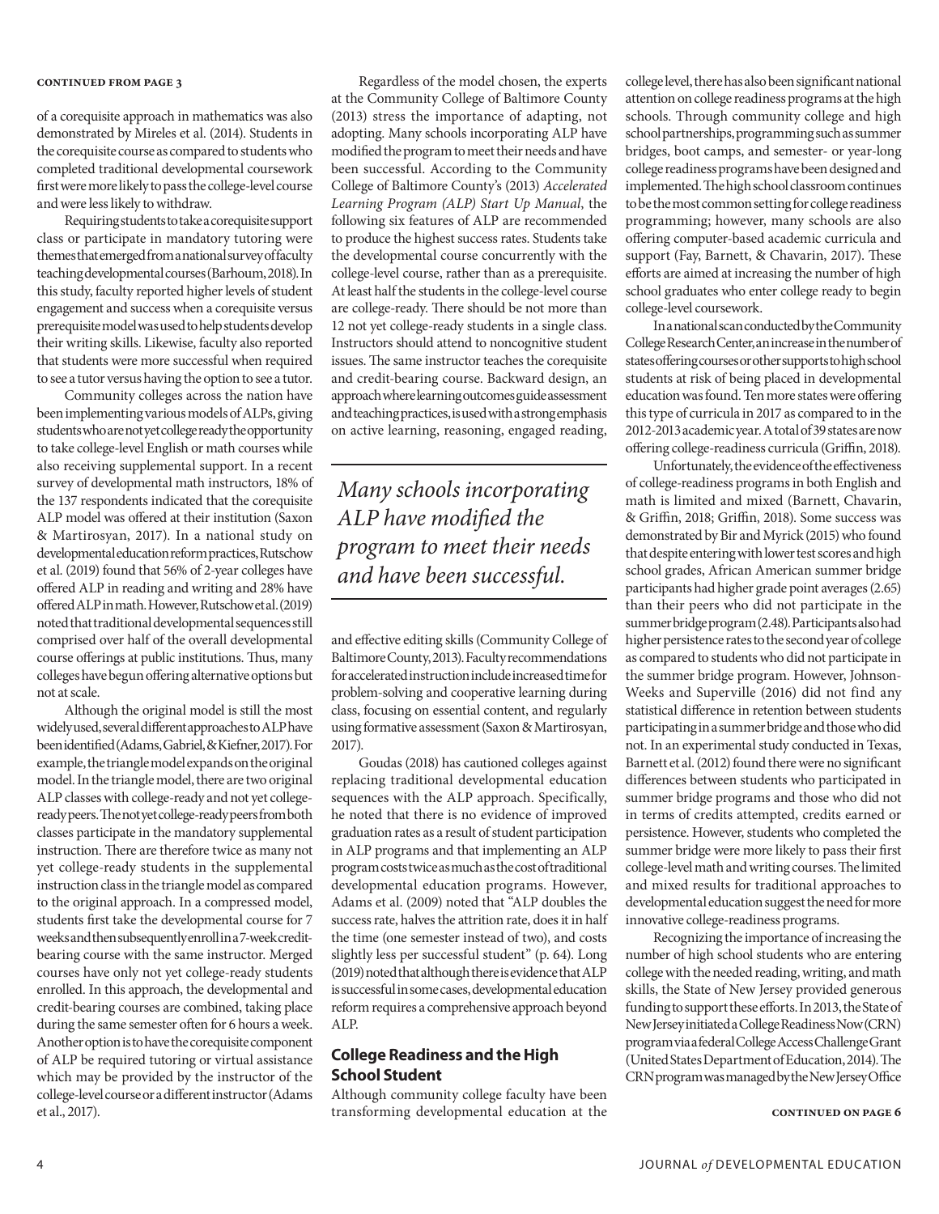of a corequisite approach in mathematics was also demonstrated by Mireles et al. (2014). Students in the corequisite course as compared to students who completed traditional developmental coursework first were more likely to pass the college-level course and were less likely to withdraw.

Requiring students to take a corequisite support class or participate in mandatory tutoring were themes that emerged from a national survey of faculty teaching developmental courses (Barhoum, 2018). In this study, faculty reported higher levels of student engagement and success when a corequisite versus prerequisite model was used to help students develop their writing skills. Likewise, faculty also reported that students were more successful when required to see a tutor versus having the option to see a tutor.

Community colleges across the nation have been implementing various models of ALPs, giving students who are not yet college ready the opportunity to take college-level English or math courses while also receiving supplemental support. In a recent survey of developmental math instructors, 18% of the 137 respondents indicated that the corequisite ALP model was offered at their institution (Saxon & Martirosyan, 2017). In a national study on developmental education reform practices, Rutschow et al. (2019) found that 56% of 2-year colleges have offered ALP in reading and writing and 28% have offered ALP in math. However, Rutschow et al. (2019) noted that traditional developmental sequences still comprised over half of the overall developmental course offerings at public institutions. Thus, many colleges have begun offering alternative options but not at scale.

Although the original model is still the most widely used, several different approaches to ALP have been identified (Adams, Gabriel, & Kiefner, 2017). For example, the triangle model expands on the original model. In the triangle model, there are two original ALP classes with college-ready and not yet college-ready peers. The not yet college-ready peers from both classes participate in the mandatory supplemental instruction. There are therefore twice as many not yet college-ready students in the supplemental instruction class in the triangle model as compared to the original approach. In a compressed model, students first take the developmental course for 7 weeks and then subsequently enroll in a 7-week credit-bearing course with the same instructor. Merged courses have only not yet college-ready students enrolled. In this approach, the developmental and credit-bearing courses are combined, taking place during the same semester often for 6 hours a week. Another option is to have the corequisite component of ALP be required tutoring or virtual assistance which may be provided by the instructor of the college-level course or a different instructor (Adams et al., 2017).

Regardless of the model chosen, the experts at the Community College of Baltimore County (2013) stress the importance of adapting, not adopting. Many schools incorporating ALP have modified the program to meet their needs and have been successful. According to the Community College of Baltimore County's (2013) *Accelerated Learning Program (ALP) Start Up Manual*, the following six features of ALP are recommended to produce the highest success rates. Students take the developmental course concurrently with the college-level course, rather than as a prerequisite. At least half the students in the college-level course are college-ready. There should be not more than 12 not yet college-ready students in a single class. Instructors should attend to noncognitive student issues. The same instructor teaches the corequisite and credit-bearing course. Backward design, an approach where learning outcomes guide assessment and teaching practices, is used with a strong emphasis on active learning, reasoning, engaged reading, and effective editing skills (Community College of Baltimore County, 2013). Faculty recommendations for accelerated instruction include increased time for problem-solving and cooperative learning during class, focusing on essential content, and regularly using formative assessment (Saxon & Martirosyan, 2017).

> *Many schools incorporating ALP have modified the program to meet their needs and have been successful.*

Goudas (2018) has cautioned colleges against replacing traditional developmental education sequences with the ALP approach. Specifically, he noted that there is no evidence of improved graduation rates as a result of student participation in ALP programs and that implementing an ALP program costs twice as much as the cost of traditional developmental education programs. However, Adams et al. (2009) noted that "ALP doubles the success rate, halves the attrition rate, does it in half the time (one semester instead of two), and costs slightly less per successful student" (p. 64). Long (2019) noted that although there is evidence that ALP is successful in some cases, developmental education reform requires a comprehensive approach beyond ALP.

## College Readiness and the High School Student

Although community college faculty have been transforming developmental education at the college level, there has also been significant national attention on college readiness programs at the high schools. Through community college and high school partnerships, programming such as summer bridges, boot camps, and semester- or year-long college readiness programs have been designed and implemented. The high school classroom continues to be the most common setting for college readiness programming; however, many schools are also offering computer-based academic curricula and support (Fay, Barnett, & Chavarin, 2017). These efforts are aimed at increasing the number of high school graduates who enter college ready to begin college-level coursework.

In a national scan conducted by the Community College Research Center, an increase in the number of states offering courses or other supports to high school students at risk of being placed in developmental education was found. Ten more states were offering this type of curricula in 2017 as compared to in the 2012-2013 academic year. A total of 39 states are now offering college-readiness curricula (Griffin, 2018).

Unfortunately, the evidence of the effectiveness of college-readiness programs in both English and math is limited and mixed (Barnett, Chavarin, & Griffin, 2018; Griffin, 2018). Some success was demonstrated by Bir and Myrick (2015) who found that despite entering with lower test scores and high school grades, African American summer bridge participants had higher grade point averages (2.65) than their peers who did not participate in the summer bridge program (2.48). Participants also had higher persistence rates to the second year of college as compared to students who did not participate in the summer bridge program. However, Johnson-Weeks and Superville (2016) did not find any statistical difference in retention between students participating in a summer bridge and those who did not. In an experimental study conducted in Texas, Barnett et al. (2012) found there were no significant differences between students who participated in summer bridge programs and those who did not in terms of credits attempted, credits earned or persistence. However, students who completed the summer bridge were more likely to pass their first college-level math and writing courses. The limited and mixed results for traditional approaches to developmental education suggest the need for more innovative college-readiness programs.

Recognizing the importance of increasing the number of high school students who are entering college with the needed reading, writing, and math skills, the State of New Jersey provided generous funding to support these efforts. In 2013, the State of New Jersey initiated a College Readiness Now (CRN) program via a federal College Access Challenge Grant (United States Department of Education, 2014). The CRN program was managed by the New Jersey Office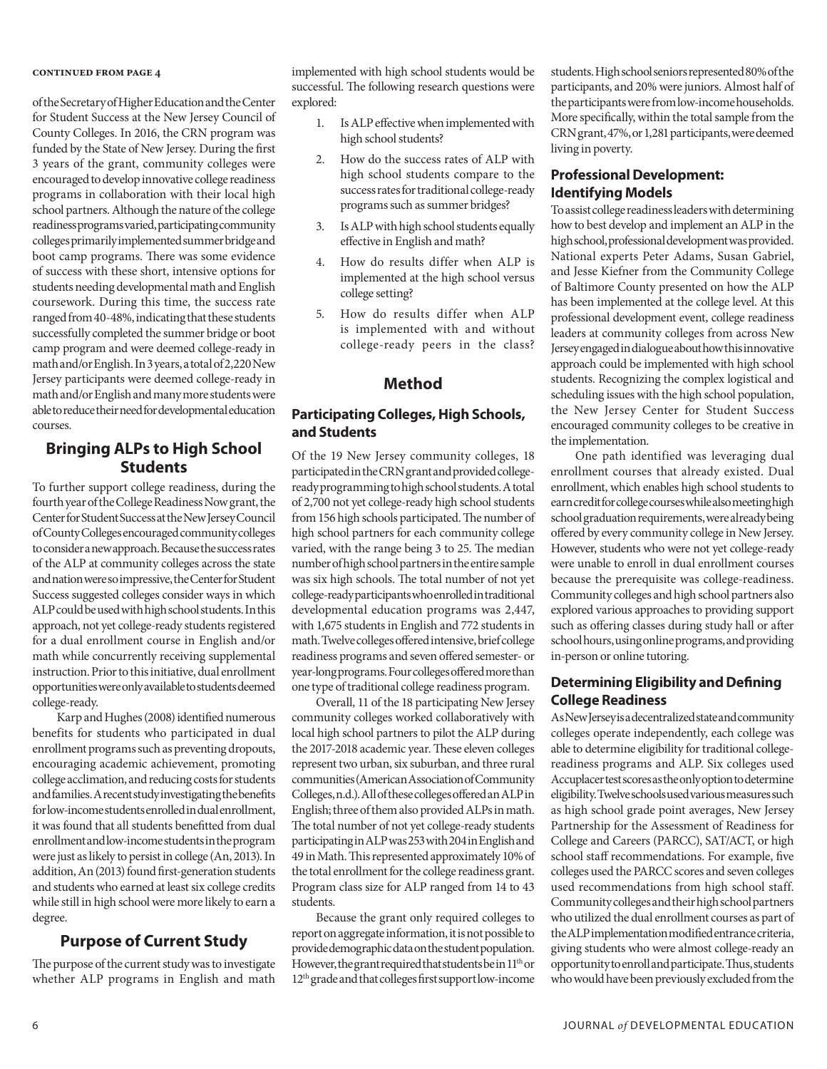**CONTINUED FROM PAGE 4**

of the Secretary of Higher Education and the Center for Student Success at the New Jersey Council of County Colleges. In 2016, the CRN program was funded by the State of New Jersey. During the first 3 years of the grant, community colleges were encouraged to develop innovative college readiness programs in collaboration with their local high school partners. Although the nature of the college readiness programs varied, participating community colleges primarily implemented summer bridge and boot camp programs. There was some evidence of success with these short, intensive options for students needing developmental math and English coursework. During this time, the success rate ranged from 40-48%, indicating that these students successfully completed the summer bridge or boot camp program and were deemed college-ready in math and/or English. In 3 years, a total of 2,220 New Jersey participants were deemed college-ready in math and/or English and many more students were able to reduce their need for developmental education courses.

## Bringing ALPs to High School Students

To further support college readiness, during the fourth year of the College Readiness Now grant, the Center for Student Success at the New Jersey Council of County Colleges encouraged community colleges to consider a new approach. Because the success rates of the ALP at community colleges across the state and nation were so impressive, the Center for Student Success suggested colleges consider ways in which ALP could be used with high school students. In this approach, not yet college-ready students registered for a dual enrollment course in English and/or math while concurrently receiving supplemental instruction. Prior to this initiative, dual enrollment opportunities were only available to students deemed college-ready.

Karp and Hughes (2008) identified numerous benefits for students who participated in dual enrollment programs such as preventing dropouts, encouraging academic achievement, promoting college acclimation, and reducing costs for students and families. A recent study investigating the benefits for low-income students enrolled in dual enrollment, it was found that all students benefitted from dual enrollment and low-income students in the program were just as likely to persist in college (An, 2013). In addition, An (2013) found first-generation students and students who earned at least six college credits while still in high school were more likely to earn a degree.

## Purpose of Current Study

The purpose of the current study was to investigate whether ALP programs in English and math implemented with high school students would be successful. The following research questions were explored:

1. Is ALP effective when implemented with high school students?
2. How do the success rates of ALP with high school students compare to the success rates for traditional college-ready programs such as summer bridges?
3. Is ALP with high school students equally effective in English and math?
4. How do results differ when ALP is implemented at the high school versus college setting?
5. How do results differ when ALP is implemented with and without college-ready peers in the class?

## Method

### Participating Colleges, High Schools, and Students

Of the 19 New Jersey community colleges, 18 participated in the CRN grant and provided college-ready programming to high school students. A total of 2,700 not yet college-ready high school students from 156 high schools participated. The number of high school partners for each community college varied, with the range being 3 to 25. The median number of high school partners in the entire sample was six high schools. The total number of not yet college-ready participants who enrolled in traditional developmental education programs was 2,447, with 1,675 students in English and 772 students in math. Twelve colleges offered intensive, brief college readiness programs and seven offered semester- or year-long programs. Four colleges offered more than one type of traditional college readiness program.

Overall, 11 of the 18 participating New Jersey community colleges worked collaboratively with local high school partners to pilot the ALP during the 2017-2018 academic year. These eleven colleges represent two urban, six suburban, and three rural communities (American Association of Community Colleges, n.d.). All of these colleges offered an ALP in English; three of them also provided ALPs in math. The total number of not yet college-ready students participating in ALP was 253 with 204 in English and 49 in Math. This represented approximately 10% of the total enrollment for the college readiness grant. Program class size for ALP ranged from 14 to 43 students.

Because the grant only required colleges to report on aggregate information, it is not possible to provide demographic data on the student population. However, the grant required that students be in 11th or 12th grade and that colleges first support low-income students. High school seniors represented 80% of the participants, and 20% were juniors. Almost half of the participants were from low-income households. More specifically, within the total sample from the CRN grant, 47%, or 1,281 participants, were deemed living in poverty.

### Professional Development: Identifying Models

To assist college readiness leaders with determining how to best develop and implement an ALP in the high school, professional development was provided. National experts Peter Adams, Susan Gabriel, and Jesse Kiefner from the Community College of Baltimore County presented on how the ALP has been implemented at the college level. At this professional development event, college readiness leaders at community colleges from across New Jersey engaged in dialogue about how this innovative approach could be implemented with high school students. Recognizing the complex logistical and scheduling issues with the high school population, the New Jersey Center for Student Success encouraged community colleges to be creative in the implementation.

One path identified was leveraging dual enrollment courses that already existed. Dual enrollment, which enables high school students to earn credit for college courses while also meeting high school graduation requirements, were already being offered by every community college in New Jersey. However, students who were not yet college-ready were unable to enroll in dual enrollment courses because the prerequisite was college-readiness. Community colleges and high school partners also explored various approaches to providing support such as offering classes during study hall or after school hours, using online programs, and providing in-person or online tutoring.

### Determining Eligibility and Defining College Readiness

As New Jersey is a decentralized state and community colleges operate independently, each college was able to determine eligibility for traditional college-readiness programs and ALP. Six colleges used Accuplacer test scores as the only option to determine eligibility. Twelve schools used various measures such as high school grade point averages, New Jersey Partnership for the Assessment of Readiness for College and Careers (PARCC), SAT/ACT, or high school staff recommendations. For example, five colleges used the PARCC scores and seven colleges used recommendations from high school staff. Community colleges and their high school partners who utilized the dual enrollment courses as part of the ALP implementation modified entrance criteria, giving students who were almost college-ready an opportunity to enroll and participate. Thus, students who would have been previously excluded from the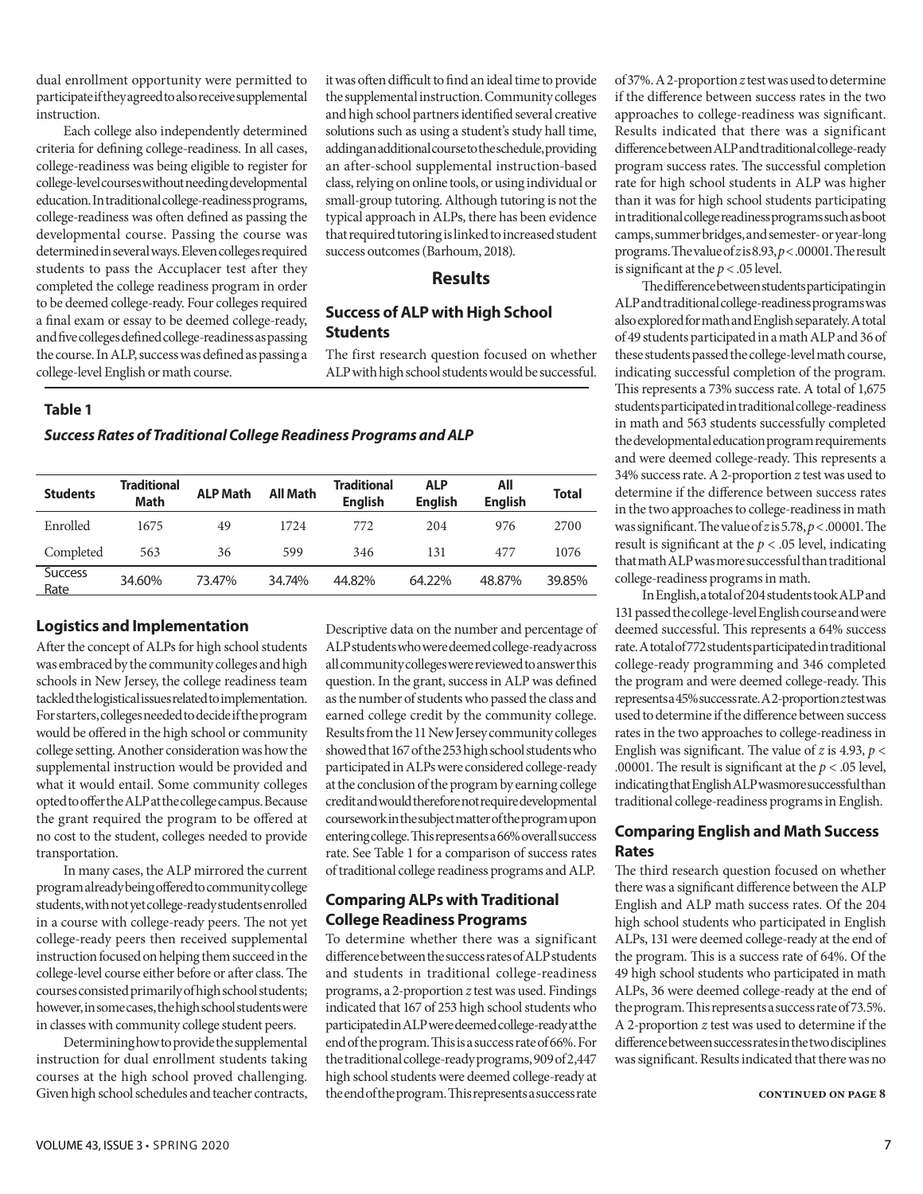dual enrollment opportunity were permitted to participate if they agreed to also receive supplemental instruction.

Each college also independently determined criteria for defining college-readiness. In all cases, college-readiness was being eligible to register for college-level courses without needing developmental education. In traditional college-readiness programs, college-readiness was often defined as passing the developmental course. Passing the course was determined in several ways. Eleven colleges required students to pass the Accuplacer test after they completed the college readiness program in order to be deemed college-ready. Four colleges required a final exam or essay to be deemed college-ready, and five colleges defined college-readiness as passing the course. In ALP, success was defined as passing a college-level English or math course.

**Table 1**

***Success Rates of Traditional College Readiness Programs and ALP***

| Students | Traditional Math | ALP Math | All Math | Traditional English | ALP English | All English | Total |
|---|---|---|---|---|---|---|---|
| Enrolled | 1675 | 49 | 1724 | 772 | 204 | 976 | 2700 |
| Completed | 563 | 36 | 599 | 346 | 131 | 477 | 1076 |
| Success Rate | 34.60% | 73.47% | 34.74% | 44.82% | 64.22% | 48.87% | 39.85% |

## Logistics and Implementation

After the concept of ALPs for high school students was embraced by the community colleges and high schools in New Jersey, the college readiness team tackled the logistical issues related to implementation. For starters, colleges needed to decide if the program would be offered in the high school or community college setting. Another consideration was how the supplemental instruction would be provided and what it would entail. Some community colleges opted to offer the ALP at the college campus. Because the grant required the program to be offered at no cost to the student, colleges needed to provide transportation.

In many cases, the ALP mirrored the current program already being offered to community college students, with not yet college-ready students enrolled in a course with college-ready peers. The not yet college-ready peers then received supplemental instruction focused on helping them succeed in the college-level course either before or after class. The courses consisted primarily of high school students; however, in some cases, the high school students were in classes with community college student peers.

Determining how to provide the supplemental instruction for dual enrollment students taking courses at the high school proved challenging. Given high school schedules and teacher contracts, it was often difficult to find an ideal time to provide the supplemental instruction. Community colleges and high school partners identified several creative solutions such as using a student's study hall time, adding an additional course to the schedule, providing an after-school supplemental instruction-based class, relying on online tools, or using individual or small-group tutoring. Although tutoring is not the typical approach in ALPs, there has been evidence that required tutoring is linked to increased student success outcomes (Barhoum, 2018).

## Results

### Success of ALP with High School Students

The first research question focused on whether ALP with high school students would be successful. Descriptive data on the number and percentage of ALP students who were deemed college-ready across all community colleges were reviewed to answer this question. In the grant, success in ALP was defined as the number of students who passed the class and earned college credit by the community college. Results from the 11 New Jersey community colleges showed that 167 of the 253 high school students who participated in ALPs were considered college-ready at the conclusion of the program by earning college credit and would therefore not require developmental coursework in the subject matter of the program upon entering college. This represents a 66% overall success rate. See Table 1 for a comparison of success rates of traditional college readiness programs and ALP.

### Comparing ALPs with Traditional College Readiness Programs

To determine whether there was a significant difference between the success rates of ALP students and students in traditional college-readiness programs, a 2-proportion $z$ test was used. Findings indicated that 167 of 253 high school students who participated in ALP were deemed college-ready at the end of the program. This is a success rate of 66%. For the traditional college-ready programs, 909 of 2,447 high school students were deemed college-ready at the end of the program. This represents a success rate of 37%. A 2-proportion $z$ test was used to determine if the difference between success rates in the two approaches to college-readiness was significant. Results indicated that there was a significant difference between ALP and traditional college-ready program success rates. The successful completion rate for high school students in ALP was higher than it was for high school students participating in traditional college readiness programs such as boot camps, summer bridges, and semester- or year-long programs. The value of $z$ is 8.93, $p < .00001$. The result is significant at the $p < .05$ level.

The difference between students participating in ALP and traditional college-readiness programs was also explored for math and English separately. A total of 49 students participated in a math ALP and 36 of these students passed the college-level math course, indicating successful completion of the program. This represents a 73% success rate. A total of 1,675 students participated in traditional college-readiness in math and 563 students successfully completed the developmental education program requirements and were deemed college-ready. This represents a 34% success rate. A 2-proportion $z$ test was used to determine if the difference between success rates in the two approaches to college-readiness in math was significant. The value of $z$ is 5.78, $p < .00001$. The result is significant at the $p < .05$ level, indicating that math ALP was more successful than traditional college-readiness programs in math.

In English, a total of 204 students took ALP and 131 passed the college-level English course and were deemed successful. This represents a 64% success rate. A total of 772 students participated in traditional college-ready programming and 346 completed the program and were deemed college-ready. This represents a 45% success rate. A 2-proportion $z$ test was used to determine if the difference between success rates in the two approaches to college-readiness in English was significant. The value of $z$ is 4.93, $p < .00001$. The result is significant at the $p < .05$ level, indicating that English ALP was more successful than traditional college-readiness programs in English.

### Comparing English and Math Success Rates

The third research question focused on whether there was a significant difference between the ALP English and ALP math success rates. Of the 204 high school students who participated in English ALPs, 131 were deemed college-ready at the end of the program. This is a success rate of 64%. Of the 49 high school students who participated in math ALPs, 36 were deemed college-ready at the end of the program. This represents a success rate of 73.5%. A 2-proportion $z$ test was used to determine if the difference between success rates in the two disciplines was significant. Results indicated that there was no

CONTINUED ON PAGE 8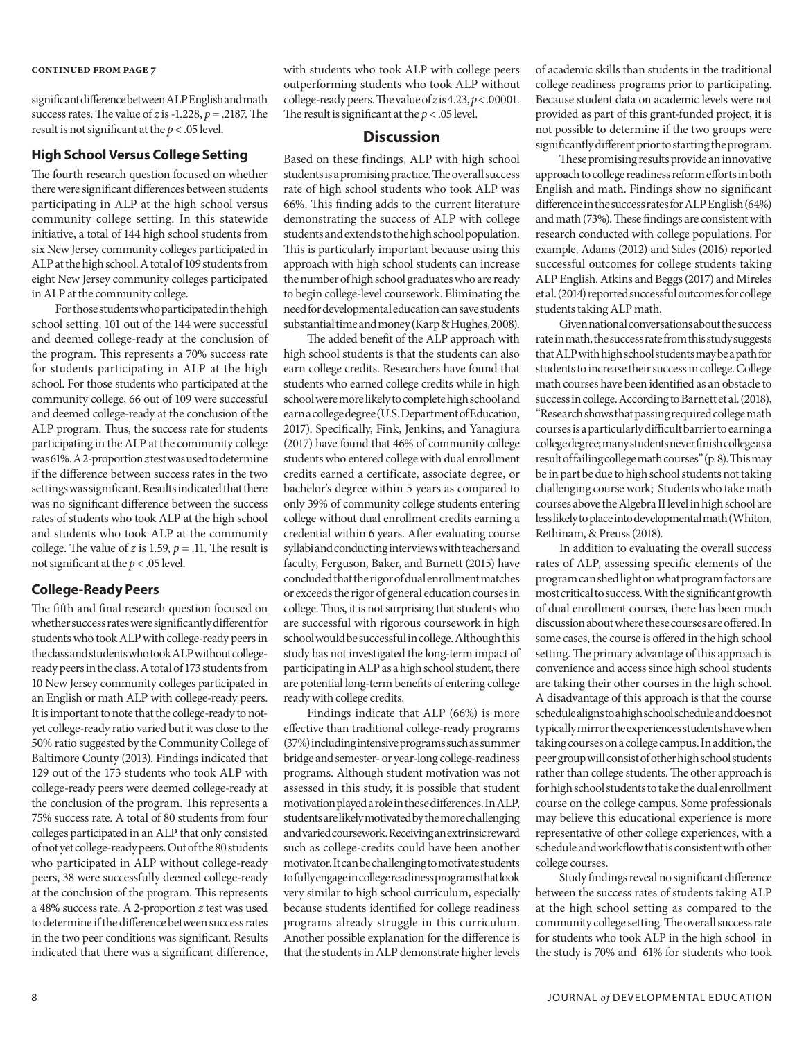significant difference between ALP English and math success rates. The value of $z$ is -1.228, $p = .2187$. The result is not significant at the $p < .05$ level.

### High School Versus College Setting

The fourth research question focused on whether there were significant differences between students participating in ALP at the high school versus community college setting. In this statewide initiative, a total of 144 high school students from six New Jersey community colleges participated in ALP at the high school. A total of 109 students from eight New Jersey community colleges participated in ALP at the community college.

For those students who participated in the high school setting, 101 out of the 144 were successful and deemed college-ready at the conclusion of the program. This represents a 70% success rate for students participating in ALP at the high school. For those students who participated at the community college, 66 out of 109 were successful and deemed college-ready at the conclusion of the ALP program. Thus, the success rate for students participating in the ALP at the community college was 61%. A 2-proportion $z$ test was used to determine if the difference between success rates in the two settings was significant. Results indicated that there was no significant difference between the success rates of students who took ALP at the high school and students who took ALP at the community college. The value of $z$ is 1.59, $p = .11$. The result is not significant at the $p < .05$ level.

### College-Ready Peers

The fifth and final research question focused on whether success rates were significantly different for students who took ALP with college-ready peers in the class and students who took ALP without college-ready peers in the class. A total of 173 students from 10 New Jersey community colleges participated in an English or math ALP with college-ready peers. It is important to note that the college-ready to not-yet college-ready ratio varied but it was close to the 50% ratio suggested by the Community College of Baltimore County (2013). Findings indicated that 129 out of the 173 students who took ALP with college-ready peers were deemed college-ready at the conclusion of the program. This represents a 75% success rate. A total of 80 students from four colleges participated in an ALP that only consisted of not yet college-ready peers. Out of the 80 students who participated in ALP without college-ready peers, 38 were successfully deemed college-ready at the conclusion of the program. This represents a 48% success rate. A 2-proportion $z$ test was used to determine if the difference between success rates in the two peer conditions was significant. Results indicated that there was a significant difference, with students who took ALP with college peers outperforming students who took ALP without college-ready peers. The value of $z$ is 4.23, $p < .00001$. The result is significant at the $p < .05$ level.

## Discussion

Based on these findings, ALP with high school students is a promising practice. The overall success rate of high school students who took ALP was 66%. This finding adds to the current literature demonstrating the success of ALP with college students and extends to the high school population. This is particularly important because using this approach with high school students can increase the number of high school graduates who are ready to begin college-level coursework. Eliminating the need for developmental education can save students substantial time and money (Karp & Hughes, 2008).

The added benefit of the ALP approach with high school students is that the students can also earn college credits. Researchers have found that students who earned college credits while in high school were more likely to complete high school and earn a college degree (U.S. Department of Education, 2017). Specifically, Fink, Jenkins, and Yanagiura (2017) have found that 46% of community college students who entered college with dual enrollment credits earned a certificate, associate degree, or bachelor's degree within 5 years as compared to only 39% of community college students entering college without dual enrollment credits earning a credential within 6 years. After evaluating course syllabi and conducting interviews with teachers and faculty, Ferguson, Baker, and Burnett (2015) have concluded that the rigor of dual enrollment matches or exceeds the rigor of general education courses in college. Thus, it is not surprising that students who are successful with rigorous coursework in high school would be successful in college. Although this study has not investigated the long-term impact of participating in ALP as a high school student, there are potential long-term benefits of entering college ready with college credits.

Findings indicate that ALP (66%) is more effective than traditional college-ready programs (37%) including intensive programs such as summer bridge and semester- or year-long college-readiness programs. Although student motivation was not assessed in this study, it is possible that student motivation played a role in these differences. In ALP, students are likely motivated by the more challenging and varied coursework. Receiving an extrinsic reward such as college-credits could have been another motivator. It can be challenging to motivate students to fully engage in college readiness programs that look very similar to high school curriculum, especially because students identified for college readiness programs already struggle in this curriculum. Another possible explanation for the difference is that the students in ALP demonstrate higher levels of academic skills than students in the traditional college readiness programs prior to participating. Because student data on academic levels were not provided as part of this grant-funded project, it is not possible to determine if the two groups were significantly different prior to starting the program.

These promising results provide an innovative approach to college readiness reform efforts in both English and math. Findings show no significant difference in the success rates for ALP English (64%) and math (73%). These findings are consistent with research conducted with college populations. For example, Adams (2012) and Sides (2016) reported successful outcomes for college students taking ALP English. Atkins and Beggs (2017) and Mireles et al. (2014) reported successful outcomes for college students taking ALP math.

Given national conversations about the success rate in math, the success rate from this study suggests that ALP with high school students may be a path for students to increase their success in college. College math courses have been identified as an obstacle to success in college. According to Barnett et al. (2018), "Research shows that passing required college math courses is a particularly difficult barrier to earning a college degree; many students never finish college as a result of failing college math courses" (p. 8). This may be in part be due to high school students not taking challenging course work; Students who take math courses above the Algebra II level in high school are less likely to place into developmental math (Whiton, Rethinam, & Preuss (2018).

In addition to evaluating the overall success rates of ALP, assessing specific elements of the program can shed light on what program factors are most critical to success. With the significant growth of dual enrollment courses, there has been much discussion about where these courses are offered. In some cases, the course is offered in the high school setting. The primary advantage of this approach is convenience and access since high school students are taking their other courses in the high school. A disadvantage of this approach is that the course schedule aligns to a high school schedule and does not typically mirror the experiences students have when taking courses on a college campus. In addition, the peer group will consist of other high school students rather than college students. The other approach is for high school students to take the dual enrollment course on the college campus. Some professionals may believe this educational experience is more representative of other college experiences, with a schedule and workflow that is consistent with other college courses.

Study findings reveal no significant difference between the success rates of students taking ALP at the high school setting as compared to the community college setting. The overall success rate for students who took ALP in the high school in the study is 70% and 61% for students who took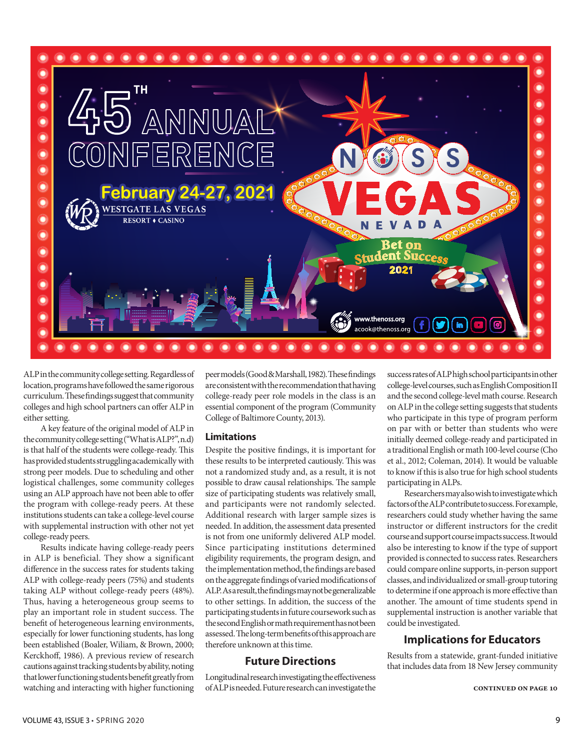# 45TH ANNUAL CONFERENCE

**February 24-27, 2021**

WESTGATE LAS VEGAS RESORT ♦ CASINO

NOSS VEGAS NEVADA

Bet on Student Success 2021

www.thenoss.org
acook@thenoss.org

ALP in the community college setting. Regardless of location, programs have followed the same rigorous curriculum. These findings suggest that community colleges and high school partners can offer ALP in either setting.

A key feature of the original model of ALP in the community college setting ("What is ALP?", n.d) is that half of the students were college-ready. This has provided students struggling academically with strong peer models. Due to scheduling and other logistical challenges, some community colleges using an ALP approach have not been able to offer the program with college-ready peers. At these institutions students can take a college-level course with supplemental instruction with other not yet college-ready peers.

Results indicate having college-ready peers in ALP is beneficial. They show a significant difference in the success rates for students taking ALP with college-ready peers (75%) and students taking ALP without college-ready peers (48%). Thus, having a heterogeneous group seems to play an important role in student success. The benefit of heterogeneous learning environments, especially for lower functioning students, has long been established (Boaler, Wiliam, & Brown, 2000; Kerckhoff, 1986). A previous review of research cautions against tracking students by ability, noting that lower functioning students benefit greatly from watching and interacting with higher functioning peer models (Good & Marshall, 1982). These findings are consistent with the recommendation that having college-ready peer role models in the class is an essential component of the program (Community College of Baltimore County, 2013).

## Limitations

Despite the positive findings, it is important for these results to be interpreted cautiously. This was not a randomized study and, as a result, it is not possible to draw causal relationships. The sample size of participating students was relatively small, and participants were not randomly selected. Additional research with larger sample sizes is needed. In addition, the assessment data presented is not from one uniformly delivered ALP model. Since participating institutions determined eligibility requirements, the program design, and the implementation method, the findings are based on the aggregate findings of varied modifications of ALP. As a result, the findings may not be generalizable to other settings. In addition, the success of the participating students in future coursework such as the second English or math requirement has not been assessed. The long-term benefits of this approach are therefore unknown at this time.

## Future Directions

Longitudinal research investigating the effectiveness of ALP is needed. Future research can investigate the success rates of ALP high school participants in other college-level courses, such as English Composition II and the second college-level math course. Research on ALP in the college setting suggests that students who participate in this type of program perform on par with or better than students who were initially deemed college-ready and participated in a traditional English or math 100-level course (Cho et al., 2012; Coleman, 2014). It would be valuable to know if this is also true for high school students participating in ALPs.

Researchers may also wish to investigate which factors of the ALP contribute to success. For example, researchers could study whether having the same instructor or different instructors for the credit course and support course impacts success. It would also be interesting to know if the type of support provided is connected to success rates. Researchers could compare online supports, in-person support classes, and individualized or small-group tutoring to determine if one approach is more effective than another. The amount of time students spend in supplemental instruction is another variable that could be investigated.

## Implications for Educators

Results from a statewide, grant-funded initiative that includes data from 18 New Jersey community

CONTINUED ON PAGE 10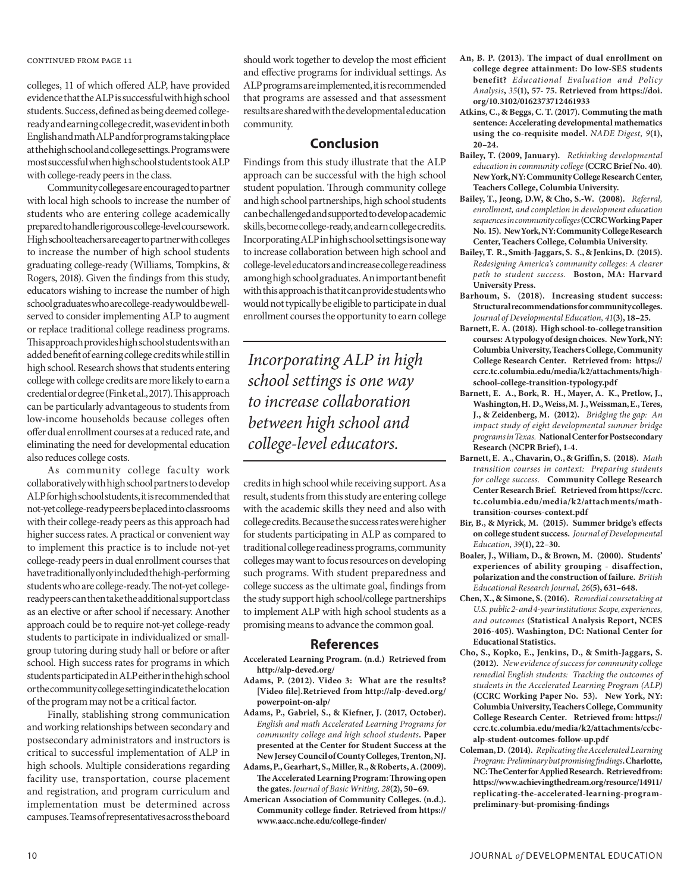colleges, 11 of which offered ALP, have provided evidence that the ALP is successful with high school students. Success, defined as being deemed college-ready and earning college credit, was evident in both English and math ALP and for programs taking place at the high school and college settings. Programs were most successful when high school students took ALP with college-ready peers in the class.

Community colleges are encouraged to partner with local high schools to increase the number of students who are entering college academically prepared to handle rigorous college-level coursework. High school teachers are eager to partner with colleges to increase the number of high school students graduating college-ready (Williams, Tompkins, & Rogers, 2018). Given the findings from this study, educators wishing to increase the number of high school graduates who are college-ready would be well-served to consider implementing ALP to augment or replace traditional college readiness programs. This approach provides high school students with an added benefit of earning college credits while still in high school. Research shows that students entering college with college credits are more likely to earn a credential or degree (Fink et al., 2017). This approach can be particularly advantageous to students from low-income households because colleges often offer dual enrollment courses at a reduced rate, and eliminating the need for developmental education also reduces college costs.

As community college faculty work collaboratively with high school partners to develop ALP for high school students, it is recommended that not-yet college-ready peers be placed into classrooms with their college-ready peers as this approach had higher success rates. A practical or convenient way to implement this practice is to include not-yet college-ready peers in dual enrollment courses that have traditionally only included the high-performing students who are college-ready. The not-yet college-ready peers can then take the additional support class as an elective or after school if necessary. Another approach could be to require not-yet college-ready students to participate in individualized or small-group tutoring during study hall or before or after school. High success rates for programs in which students participated in ALP either in the high school or the community college setting indicate the location of the program may not be a critical factor.

Finally, stablishing strong communication and working relationships between secondary and postsecondary administrators and instructors is critical to successful implementation of ALP in high schools. Multiple considerations regarding facility use, transportation, course placement and registration, and program curriculum and implementation must be determined across campuses. Teams of representatives across the board should work together to develop the most efficient and effective programs for individual settings. As ALP programs are implemented, it is recommended that programs are assessed and that assessment results are shared with the developmental education community.

## Conclusion

Findings from this study illustrate that the ALP approach can be successful with the high school student population. Through community college and high school partnerships, high school students can be challenged and supported to develop academic skills, become college-ready, and earn college credits. Incorporating ALP in high school settings is one way to increase collaboration between high school and college-level educators and increase college readiness among high school graduates. An important benefit with this approach is that it can provide students who would not typically be eligible to participate in dual enrollment courses the opportunity to earn college credits in high school while receiving support. As a result, students from this study are entering college with the academic skills they need and also with college credits. Because the success rates were higher for students participating in ALP as compared to traditional college readiness programs, community colleges may want to focus resources on developing such programs. With student preparedness and college success as the ultimate goal, findings from the study support high school/college partnerships to implement ALP with high school students as a promising means to advance the common goal.

> *Incorporating ALP in high school settings is one way to increase collaboration between high school and college-level educators.*

## References

**Accelerated Learning Program. (n.d.) Retrieved from http://alp-deved.org/**

**Adams, P. (2012). Video 3: What are the results? [Video file]. Retrieved from http://alp-deved.org/powerpoint-on-alp/**

**Adams, P., Gabriel, S., & Kiefner, J. (2017, October).** *English and math Accelerated Learning Programs for community college and high school students*. **Paper presented at the Center for Student Success at the New Jersey Council of County Colleges, Trenton, NJ.**

**Adams, P., Gearhart, S., Miller, R., & Roberts, A. (2009). The Accelerated Learning Program: Throwing open the gates.** *Journal of Basic Writing, 28*(2), 50–69.

**American Association of Community Colleges. (n.d.). Community college finder. Retrieved from https://www.aacc.nche.edu/college-finder/**

**An, B. P. (2013). The impact of dual enrollment on college degree attainment: Do low-SES students benefit?** *Educational Evaluation and Policy Analysis, 35*(1), 57- 75. **Retrieved from https://doi.org/10.3102/0162373712461933**

**Atkins, C., & Beggs, C. T. (2017). Commuting the math sentence: Accelerating developmental mathematics using the co-requisite model.** *NADE Digest, 9*(1), 20–24.

**Bailey, T. (2009, January).** *Rethinking developmental education in community college* **(CCRC Brief No. 40). New York, NY: Community College Research Center, Teachers College, Columbia University.**

**Bailey, T., Jeong, D.W, & Cho, S.-W. (2008).** *Referral, enrollment, and completion in development education sequences in community colleges* **(CCRC Working Paper No. 15). New York, NY: Community College Research Center, Teachers College, Columbia University.**

**Bailey, T. R., Smith-Jaggars, S. S., & Jenkins, D. (2015).** *Redesigning America's community colleges: A clearer path to student success.* **Boston, MA: Harvard University Press.**

**Barhoum, S. (2018). Increasing student success: Structural recommendations for community colleges.** *Journal of Developmental Education, 41*(3), 18–25.

**Barnett, E. A. (2018). High school-to-college transition courses: A typology of design choices. New York, NY: Columbia University, Teachers College, Community College Research Center. Retrieved from: https://ccrc.tc.columbia.edu/media/k2/attachments/high-school-college-transition-typology.pdf**

**Barnett, E. A., Bork, R. H., Mayer, A. K., Pretlow, J., Washington, H. D., Weiss, M. J., Weissman, E., Teres, J., & Zeidenberg, M. (2012).** *Bridging the gap: An impact study of eight developmental summer bridge programs in Texas.* **National Center for Postsecondary Research (NCPR Brief), 1-4.**

**Barnett, E. A., Chavarin, O., & Griffin, S. (2018).** *Math transition courses in context: Preparing students for college success.* **Community College Research Center Research Brief. Retrieved from https://ccrc.tc.columbia.edu/media/k2/attachments/math-transition-courses-context.pdf**

**Bir, B., & Myrick, M. (2015). Summer bridge's effects on college student success.** *Journal of Developmental Education, 39*(1), 22–30.

**Boaler, J., Wiliam, D., & Brown, M. (2000). Students' experiences of ability grouping - disaffection, polarization and the construction of failure.** *British Educational Research Journal, 26*(5), 631–648.

**Chen, X., & Simone, S. (2016).** *Remedial coursetaking at U.S. public 2- and 4-year institutions: Scope, experiences, and outcomes* **(Statistical Analysis Report, NCES 2016-405). Washington, DC: National Center for Educational Statistics.**

**Cho, S., Kopko, E., Jenkins, D., & Smith-Jaggars, S. (2012).** *New evidence of success for community college remedial English students: Tracking the outcomes of students in the Accelerated Learning Program (ALP)* **(CCRC Working Paper No. 53). New York, NY: Columbia University, Teachers College, Community College Research Center. Retrieved from: https://ccrc.tc.columbia.edu/media/k2/attachments/ccbc-alp-student-outcomes-follow-up.pdf**

**Coleman, D. (2014).** *Replicating the Accelerated Learning Program: Preliminary but promising findings*. **Charlotte, NC: The Center for Applied Research. Retrieved from: https://www.achievingthedream.org/resource/14911/replicating-the-accelerated-learning-program-preliminary-but-promising-findings**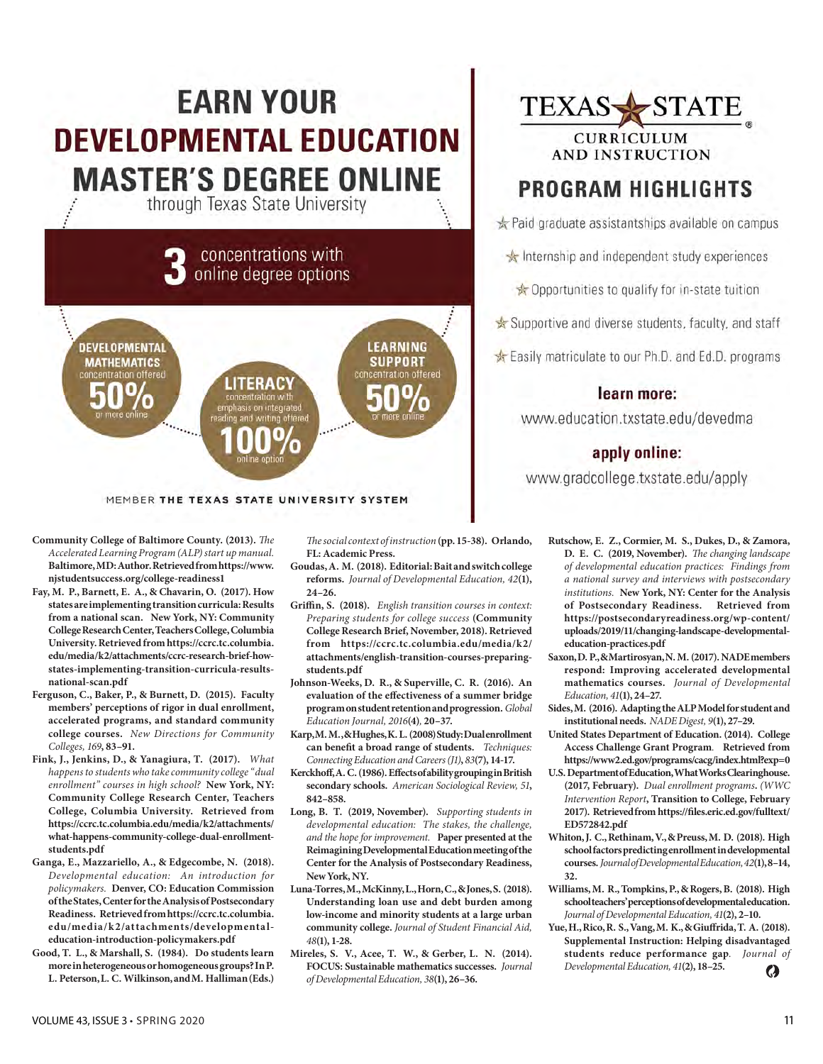# EARN YOUR DEVELOPMENTAL EDUCATION MASTER'S DEGREE ONLINE

through Texas State University

**3** concentrations with online degree options

**DEVELOPMENTAL MATHEMATICS** concentration offered **50%** or more online

**LITERACY** concentration with emphasis on integrated reading and writing offered **100%** online option

**LEARNING SUPPORT** concentration offered **50%** or more online

MEMBER **THE TEXAS STATE UNIVERSITY SYSTEM**

TEXAS STATE

CURRICULUM AND INSTRUCTION

## PROGRAM HIGHLIGHTS

- Paid graduate assistantships available on campus
- Internship and independant study experiences
- Opportunities to qualify for in-state tuition
- Supportive and diverse students, faculty, and staff
- Easily matriculate to our Ph.D. and Ed.D. programs

**learn more:**

www.education.txstate.edu/devedma

**apply online:**

www.gradcollege.txstate.edu/apply

**Community College of Baltimore County. (2013).** *The Accelerated Learning Program (ALP) start up manual.* **Baltimore, MD: Author. Retrieved from https://www.njstudentsuccess.org/college-readiness1**

**Fay, M. P., Barnett, E. A., & Chavarin, O. (2017). How states are implementing transition curricula: Results from a national scan. New York, NY: Community College Research Center, Teachers College, Columbia University. Retrieved from https://ccrc.tc.columbia.edu/media/k2/attachments/ccrc-research-brief-how-states-implementing-transition-curricula-results-national-scan.pdf**

**Ferguson, C., Baker, P., & Burnett, D. (2015). Faculty members' perceptions of rigor in dual enrollment, accelerated programs, and standard community college courses.** *New Directions for Community Colleges, 169*, **83–91.**

**Fink, J., Jenkins, D., & Yanagiura, T. (2017).** *What happens to students who take community college "dual enrollment" courses in high school?* **New York, NY: Community College Research Center, Teachers College, Columbia University. Retrieved from https://ccrc.tc.columbia.edu/media/k2/attachments/what-happens-community-college-dual-enrollment-students.pdf**

**Ganga, E., Mazzariello, A., & Edgecombe, N. (2018).** *Developmental education: An introduction for policymakers.* **Denver, CO: Education Commission of the States, Center for the Analysis of Postsecondary Readiness. Retrieved from https://ccrc.tc.columbia.edu/media/k2/attachments/developmental-education-introduction-policymakers.pdf**

**Good, T. L., & Marshall, S. (1984). Do students learn more in heterogeneous or homogeneous groups? In P. L. Peterson, L. C. Wilkinson, and M. Halliman (Eds.)** *The social context of instruction* **(pp. 15-38). Orlando, FL: Academic Press.**

**Goudas, A. M. (2018). Editorial: Bait and switch college reforms.** *Journal of Developmental Education, 42*(**1**), **24–26.**

**Griffin, S. (2018).** *English transition courses in context: Preparing students for college success* **(Community College Research Brief, November, 2018). Retrieved from https://ccrc.tc.columbia.edu/media/k2/attachments/english-transition-courses-preparing-students.pdf**

**Johnson-Weeks, D. R., & Superville, C. R. (2016). An evaluation of the effectiveness of a summer bridge program on student retention and progression.** *Global Education Journal, 2016*(**4**), **20–37.**

**Karp, M. M., & Hughes, K. L. (2008) Study: Dual enrollment can benefit a broad range of students.** *Techniques: Connecting Education and Careers (J1), 83*(**7**), **14-17.**

**Kerckhoff, A. C. (1986). Effects of ability grouping in British secondary schools.** *American Sociological Review, 51*, **842–858.**

**Long, B. T. (2019, November).** *Supporting students in developmental education: The stakes, the challenge, and the hope for improvement.* **Paper presented at the Reimagining Developmental Education meeting of the Center for the Analysis of Postsecondary Readiness, New York, NY.**

**Luna-Torres, M., McKinny, L., Horn, C., & Jones, S. (2018). Understanding loan use and debt burden among low-income and minority students at a large urban community college.** *Journal of Student Financial Aid, 48*(**1**), **1-28.**

**Mireles, S. V., Acee, T. W., & Gerber, L. N. (2014). FOCUS: Sustainable mathematics successes.** *Journal of Developmental Education, 38*(**1**), **26–36.**

**Rutschow, E. Z., Cormier, M. S., Dukes, D., & Zamora, D. E. C. (2019, November).** *The changing landscape of developmental education practices: Findings from a national survey and interviews with postsecondary institutions.* **New York, NY: Center for the Analysis of Postsecondary Readiness. Retrieved from https://postsecondaryreadiness.org/wp-content/uploads/2019/11/changing-landscape-developmental-education-practices.pdf**

**Saxon, D. P., & Martirosyan, N. M. (2017). NADE members respond: Improving accelerated developmental mathematics courses.** *Journal of Developmental Education, 41*(**1**), **24–27.**

**Sides, M. (2016). Adapting the ALP Model for student and institutional needs.** *NADE Digest, 9*(**1**), **27–29.**

**United States Department of Education. (2014). College Access Challenge Grant Program**. **Retrieved from https://www2.ed.gov/programs/cacg/index.html?exp=0**

**U.S. Department of Education, What Works Clearinghouse. (2017, February).** *Dual enrollment programs. (WWC Intervention Report*, **Transition to College, February 2017). Retrieved from https://files.eric.ed.gov/fulltext/ED572842.pdf**

**Whiton, J. C., Rethinam, V., & Preuss, M. D. (2018). High school factors predicting enrollment in developmental courses.** *Journal of Developmental Education, 42*(**1**), **8–14, 32.**

**Williams, M. R., Tompkins, P., & Rogers, B. (2018). High school teachers' perceptions of developmental education.** *Journal of Developmental Education, 41*(**2**), **2–10.**

**Yue, H., Rico, R. S., Vang, M. K., & Giuffrida, T. A. (2018). Supplemental Instruction: Helping disadvantaged students reduce performance gap**. *Journal of Developmental Education, 41*(**2**), **18–25.**